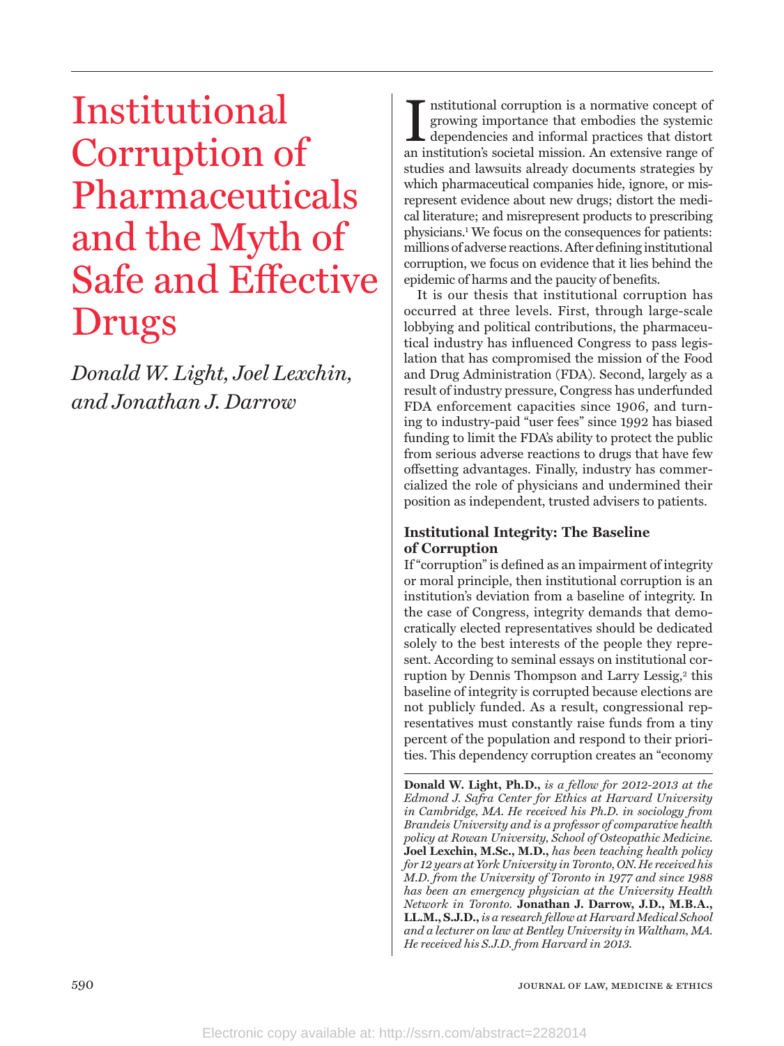# Institutional Corruption of Pharmaceuticals and the Myth of Safe and Effective Drugs

*Donald W. Light, Joel Lexchin, and Jonathan J. Darrow*

Institutional corruption is a normative concept of growing importance that embodies the systemic dependencies and informal practices that distort an institution's societal mission. An extensive range of studies and lawsuits already documents strategies by which pharmaceutical companies hide, ignore, or misrepresent evidence about new drugs; distort the medical literature; and misrepresent products to prescribing physicians.[1] We focus on the consequences for patients: millions of adverse reactions. After defining institutional corruption, we focus on evidence that it lies behind the epidemic of harms and the paucity of benefits.

It is our thesis that institutional corruption has occurred at three levels. First, through large-scale lobbying and political contributions, the pharmaceutical industry has influenced Congress to pass legislation that has compromised the mission of the Food and Drug Administration (FDA). Second, largely as a result of industry pressure, Congress has underfunded FDA enforcement capacities since 1906, and turning to industry-paid "user fees" since 1992 has biased funding to limit the FDA's ability to protect the public from serious adverse reactions to drugs that have few offsetting advantages. Finally, industry has commercialized the role of physicians and undermined their position as independent, trusted advisers to patients.

### Institutional Integrity: The Baseline of Corruption

If "corruption" is defined as an impairment of integrity or moral principle, then institutional corruption is an institution's deviation from a baseline of integrity. In the case of Congress, integrity demands that democratically elected representatives should be dedicated solely to the best interests of the people they represent. According to seminal essays on institutional corruption by Dennis Thompson and Larry Lessig,[2] this baseline of integrity is corrupted because elections are not publicly funded. As a result, congressional representatives must constantly raise funds from a tiny percent of the population and respond to their priorities. This dependency corruption creates an "economy

**Donald W. Light, Ph.D.,** *is a fellow for 2012-2013 at the Edmond J. Safra Center for Ethics at Harvard University in Cambridge, MA. He received his Ph.D. in sociology from Brandeis University and is a professor of comparative health policy at Rowan University, School of Osteopathic Medicine.* **Joel Lexchin, M.Sc., M.D.,** *has been teaching health policy for 12 years at York University in Toronto, ON. He received his M.D. from the University of Toronto in 1977 and since 1988 has been an emergency physician at the University Health Network in Toronto.* **Jonathan J. Darrow, J.D., M.B.A., LL.M., S.J.D.,** *is a research fellow at Harvard Medical School and a lecturer on law at Bentley University in Waltham, MA. He received his S.J.D. from Harvard in 2013.*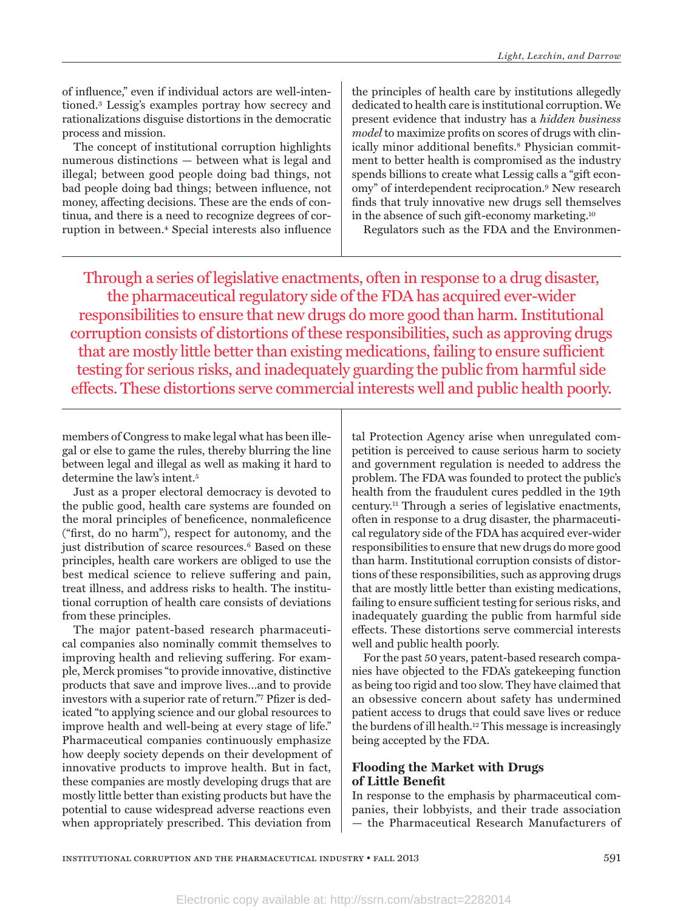of influence," even if individual actors are well-intentioned.[3] Lessig's examples portray how secrecy and rationalizations disguise distortions in the democratic process and mission.

The concept of institutional corruption highlights numerous distinctions — between what is legal and illegal; between good people doing bad things, not bad people doing bad things; between influence, not money, affecting decisions. These are the ends of continua, and there is a need to recognize degrees of corruption in between.[4] Special interests also influence members of Congress to make legal what has been illegal or else to game the rules, thereby blurring the line between legal and illegal as well as making it hard to determine the law's intent.[5]

Just as a proper electoral democracy is devoted to the public good, health care systems are founded on the moral principles of beneficence, nonmaleficence ("first, do no harm"), respect for autonomy, and the just distribution of scarce resources.[6] Based on these principles, health care workers are obliged to use the best medical science to relieve suffering and pain, treat illness, and address risks to health. The institutional corruption of health care consists of deviations from these principles.

The major patent-based research pharmaceutical companies also nominally commit themselves to improving health and relieving suffering. For example, Merck promises "to provide innovative, distinctive products that save and improve lives...and to provide investors with a superior rate of return."[7] Pfizer is dedicated "to applying science and our global resources to improve health and well-being at every stage of life." Pharmaceutical companies continuously emphasize how deeply society depends on their development of innovative products to improve health. But in fact, these companies are mostly developing drugs that are mostly little better than existing products but have the potential to cause widespread adverse reactions even when appropriately prescribed. This deviation from the principles of health care by institutions allegedly dedicated to health care is institutional corruption. We present evidence that industry has a *hidden business model* to maximize profits on scores of drugs with clinically minor additional benefits.[8] Physician commitment to better health is compromised as the industry spends billions to create what Lessig calls a "gift economy" of interdependent reciprocation.[9] New research finds that truly innovative new drugs sell themselves in the absence of such gift-economy marketing.[10]

Regulators such as the FDA and the Environmental Protection Agency arise when unregulated competition is perceived to cause serious harm to society and government regulation is needed to address the problem. The FDA was founded to protect the public's health from the fraudulent cures peddled in the 19th century.[11] Through a series of legislative enactments, often in response to a drug disaster, the pharmaceutical regulatory side of the FDA has acquired ever-wider responsibilities to ensure that new drugs do more good than harm. Institutional corruption consists of distortions of these responsibilities, such as approving drugs that are mostly little better than existing medications, failing to ensure sufficient testing for serious risks, and inadequately guarding the public from harmful side effects. These distortions serve commercial interests well and public health poorly.

For the past 50 years, patent-based research companies have objected to the FDA's gatekeeping function as being too rigid and too slow. They have claimed that an obsessive concern about safety has undermined patient access to drugs that could save lives or reduce the burdens of ill health.[12] This message is increasingly being accepted by the FDA.

## Flooding the Market with Drugs of Little Benefit

In response to the emphasis by pharmaceutical companies, their lobbyists, and their trade association — the Pharmaceutical Research Manufacturers of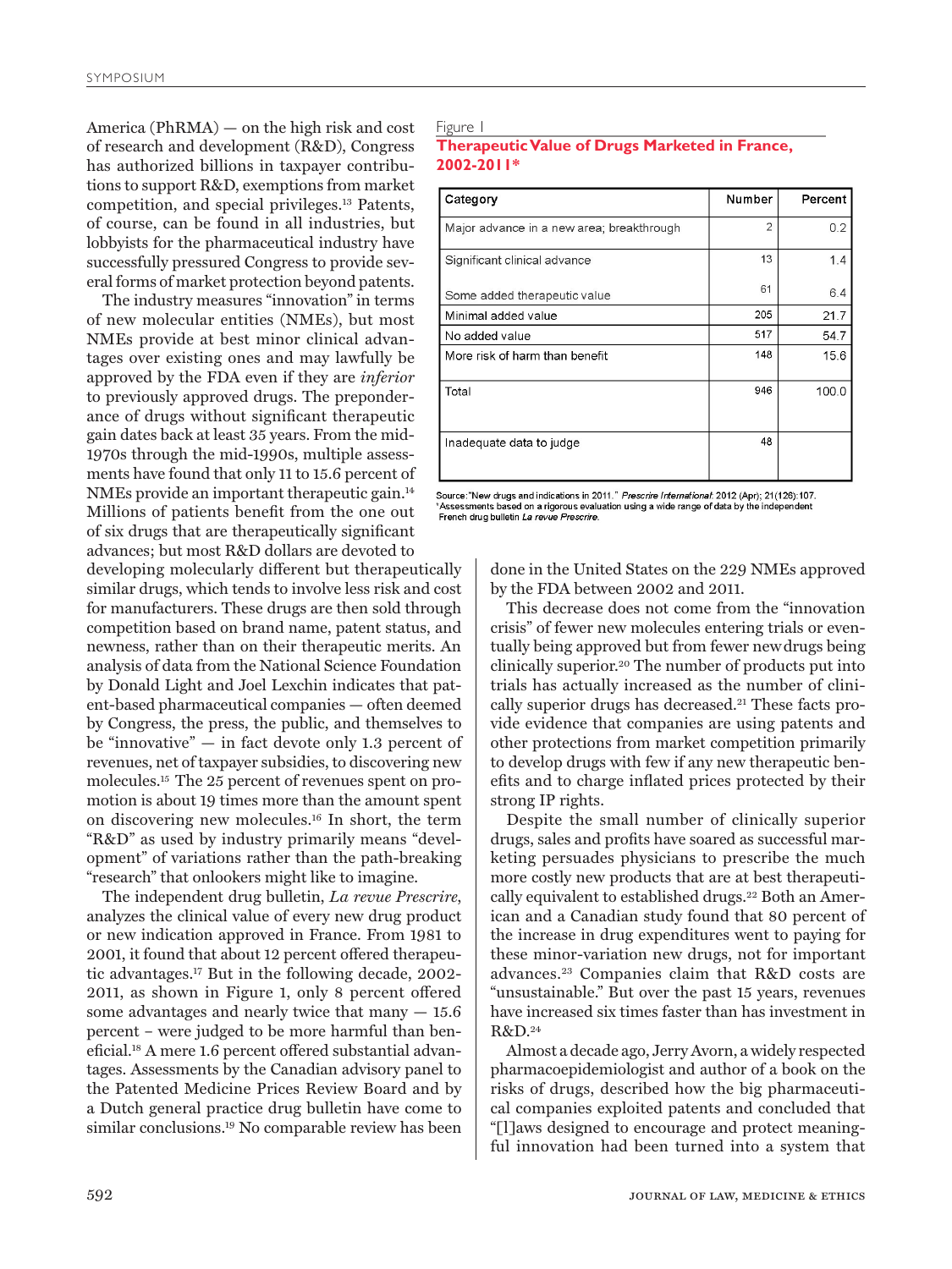America (PhRMA) — on the high risk and cost of research and development (R&D), Congress has authorized billions in taxpayer contributions to support R&D, exemptions from market competition, and special privileges.[13] Patents, of course, can be found in all industries, but lobbyists for the pharmaceutical industry have successfully pressured Congress to provide several forms of market protection beyond patents.

The industry measures "innovation" in terms of new molecular entities (NMEs), but most NMEs provide at best minor clinical advantages over existing ones and may lawfully be approved by the FDA even if they are *inferior* to previously approved drugs. The preponderance of drugs without significant therapeutic gain dates back at least 35 years. From the mid-1970s through the mid-1990s, multiple assessments have found that only 11 to 15.6 percent of NMEs provide an important therapeutic gain.[14] Millions of patients benefit from the one out of six drugs that are therapeutically significant advances; but most R&D dollars are devoted to developing molecularly different but therapeutically similar drugs, which tends to involve less risk and cost for manufacturers. These drugs are then sold through competition based on brand name, patent status, and newness, rather than on their therapeutic merits. An analysis of data from the National Science Foundation by Donald Light and Joel Lexchin indicates that patent-based pharmaceutical companies — often deemed by Congress, the press, the public, and themselves to be "innovative" — in fact devote only 1.3 percent of revenues, net of taxpayer subsidies, to discovering new molecules.[15] The 25 percent of revenues spent on promotion is about 19 times more than the amount spent on discovering new molecules.[16] In short, the term "R&D" as used by industry primarily means "development" of variations rather than the path-breaking "research" that onlookers might like to imagine.

The independent drug bulletin, *La revue Prescrire*, analyzes the clinical value of every new drug product or new indication approved in France. From 1981 to 2001, it found that about 12 percent offered therapeutic advantages.[17] But in the following decade, 2002-2011, as shown in Figure 1, only 8 percent offered some advantages and nearly twice that many — 15.6 percent – were judged to be more harmful than beneficial.[18] A mere 1.6 percent offered substantial advantages. Assessments by the Canadian advisory panel to the Patented Medicine Prices Review Board and by a Dutch general practice drug bulletin have come to similar conclusions.[19] No comparable review has been done in the United States on the 229 NMEs approved by the FDA between 2002 and 2011.

Figure 1

**Therapeutic Value of Drugs Marketed in France, 2002-2011***

| Category | Number | Percent |
|---|---|---|
| Major advance in a new area; breakthrough | 2 | 0.2 |
| Significant clinical advance | 13 | 1.4 |
| Some added therapeutic value | 61 | 6.4 |
| Minimal added value | 205 | 21.7 |
| No added value | 517 | 54.7 |
| More risk of harm than benefit | 148 | 15.6 |
| Total | 946 | 100.0 |
| Inadequate data to judge | 48 | |

Source: "New drugs and indications in 2011." *Prescrire International*. 2012 (Apr); 21(126):107.
*Assessments based on a rigorous evaluation using a wide range of data by the independent French drug bulletin *La revue Prescrire*.

This decrease does not come from the "innovation crisis" of fewer new molecules entering trials or eventually being approved but from fewer new drugs being clinically superior.[20] The number of products put into trials has actually increased as the number of clinically superior drugs has decreased.[21] These facts provide evidence that companies are using patents and other protections from market competition primarily to develop drugs with few if any new therapeutic benefits and to charge inflated prices protected by their strong IP rights.

Despite the small number of clinically superior drugs, sales and profits have soared as successful marketing persuades physicians to prescribe the much more costly new products that are at best therapeutically equivalent to established drugs.[22] Both an American and a Canadian study found that 80 percent of the increase in drug expenditures went to paying for these minor-variation new drugs, not for important advances.[23] Companies claim that R&D costs are "unsustainable." But over the past 15 years, revenues have increased six times faster than has investment in R&D.[24]

Almost a decade ago, Jerry Avorn, a widely respected pharmacoepidemiologist and author of a book on the risks of drugs, described how the big pharmaceutical companies exploited patents and concluded that "[l]aws designed to encourage and protect meaningful innovation had been turned into a system that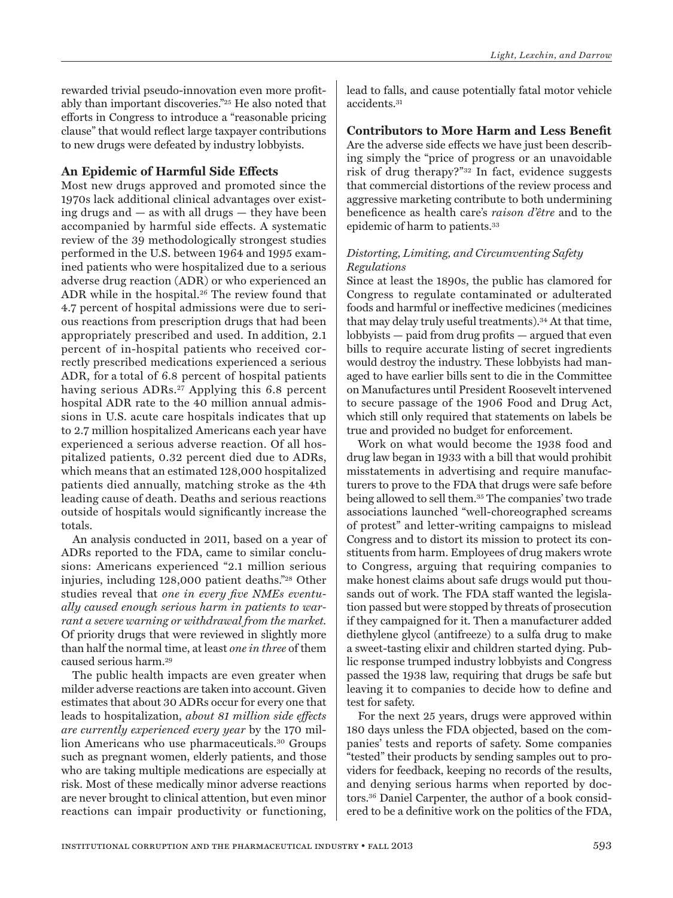rewarded trivial pseudo-innovation even more profitably than important discoveries."[25] He also noted that efforts in Congress to introduce a "reasonable pricing clause" that would reflect large taxpayer contributions to new drugs were defeated by industry lobbyists.

## An Epidemic of Harmful Side Effects

Most new drugs approved and promoted since the 1970s lack additional clinical advantages over existing drugs and — as with all drugs — they have been accompanied by harmful side effects. A systematic review of the 39 methodologically strongest studies performed in the U.S. between 1964 and 1995 examined patients who were hospitalized due to a serious adverse drug reaction (ADR) or who experienced an ADR while in the hospital.[26] The review found that 4.7 percent of hospital admissions were due to serious reactions from prescription drugs that had been appropriately prescribed and used. In addition, 2.1 percent of in-hospital patients who received correctly prescribed medications experienced a serious ADR, for a total of 6.8 percent of hospital patients having serious ADRs.[27] Applying this 6.8 percent hospital ADR rate to the 40 million annual admissions in U.S. acute care hospitals indicates that up to 2.7 million hospitalized Americans each year have experienced a serious adverse reaction. Of all hospitalized patients, 0.32 percent died due to ADRs, which means that an estimated 128,000 hospitalized patients died annually, matching stroke as the 4th leading cause of death. Deaths and serious reactions outside of hospitals would significantly increase the totals.

An analysis conducted in 2011, based on a year of ADRs reported to the FDA, came to similar conclusions: Americans experienced "2.1 million serious injuries, including 128,000 patient deaths."[28] Other studies reveal that *one in every five NMEs eventually caused enough serious harm in patients to warrant a severe warning or withdrawal from the market.* Of priority drugs that were reviewed in slightly more than half the normal time, at least *one in three* of them caused serious harm.[29]

The public health impacts are even greater when milder adverse reactions are taken into account. Given estimates that about 30 ADRs occur for every one that leads to hospitalization, *about 81 million side effects are currently experienced every year* by the 170 million Americans who use pharmaceuticals.[30] Groups such as pregnant women, elderly patients, and those who are taking multiple medications are especially at risk. Most of these medically minor adverse reactions are never brought to clinical attention, but even minor reactions can impair productivity or functioning, lead to falls, and cause potentially fatal motor vehicle accidents.[31]

## Contributors to More Harm and Less Benefit

Are the adverse side effects we have just been describing simply the "price of progress or an unavoidable risk of drug therapy?"[32] In fact, evidence suggests that commercial distortions of the review process and aggressive marketing contribute to both undermining beneficence as health care's *raison d'être* and to the epidemic of harm to patients.[33]

### *Distorting, Limiting, and Circumventing Safety Regulations*

Since at least the 1890s, the public has clamored for Congress to regulate contaminated or adulterated foods and harmful or ineffective medicines (medicines that may delay truly useful treatments).[34] At that time, lobbyists — paid from drug profits — argued that even bills to require accurate listing of secret ingredients would destroy the industry. These lobbyists had managed to have earlier bills sent to die in the Committee on Manufactures until President Roosevelt intervened to secure passage of the 1906 Food and Drug Act, which still only required that statements on labels be true and provided no budget for enforcement.

Work on what would become the 1938 food and drug law began in 1933 with a bill that would prohibit misstatements in advertising and require manufacturers to prove to the FDA that drugs were safe before being allowed to sell them.[35] The companies' two trade associations launched "well-choreographed screams of protest" and letter-writing campaigns to mislead Congress and to distort its mission to protect its constituents from harm. Employees of drug makers wrote to Congress, arguing that requiring companies to make honest claims about safe drugs would put thousands out of work. The FDA staff wanted the legislation passed but were stopped by threats of prosecution if they campaigned for it. Then a manufacturer added diethylene glycol (antifreeze) to a sulfa drug to make a sweet-tasting elixir and children started dying. Public response trumped industry lobbyists and Congress passed the 1938 law, requiring that drugs be safe but leaving it to companies to decide how to define and test for safety.

For the next 25 years, drugs were approved within 180 days unless the FDA objected, based on the companies' tests and reports of safety. Some companies "tested" their products by sending samples out to providers for feedback, keeping no records of the results, and denying serious harms when reported by doctors.[36] Daniel Carpenter, the author of a book considered to be a definitive work on the politics of the FDA,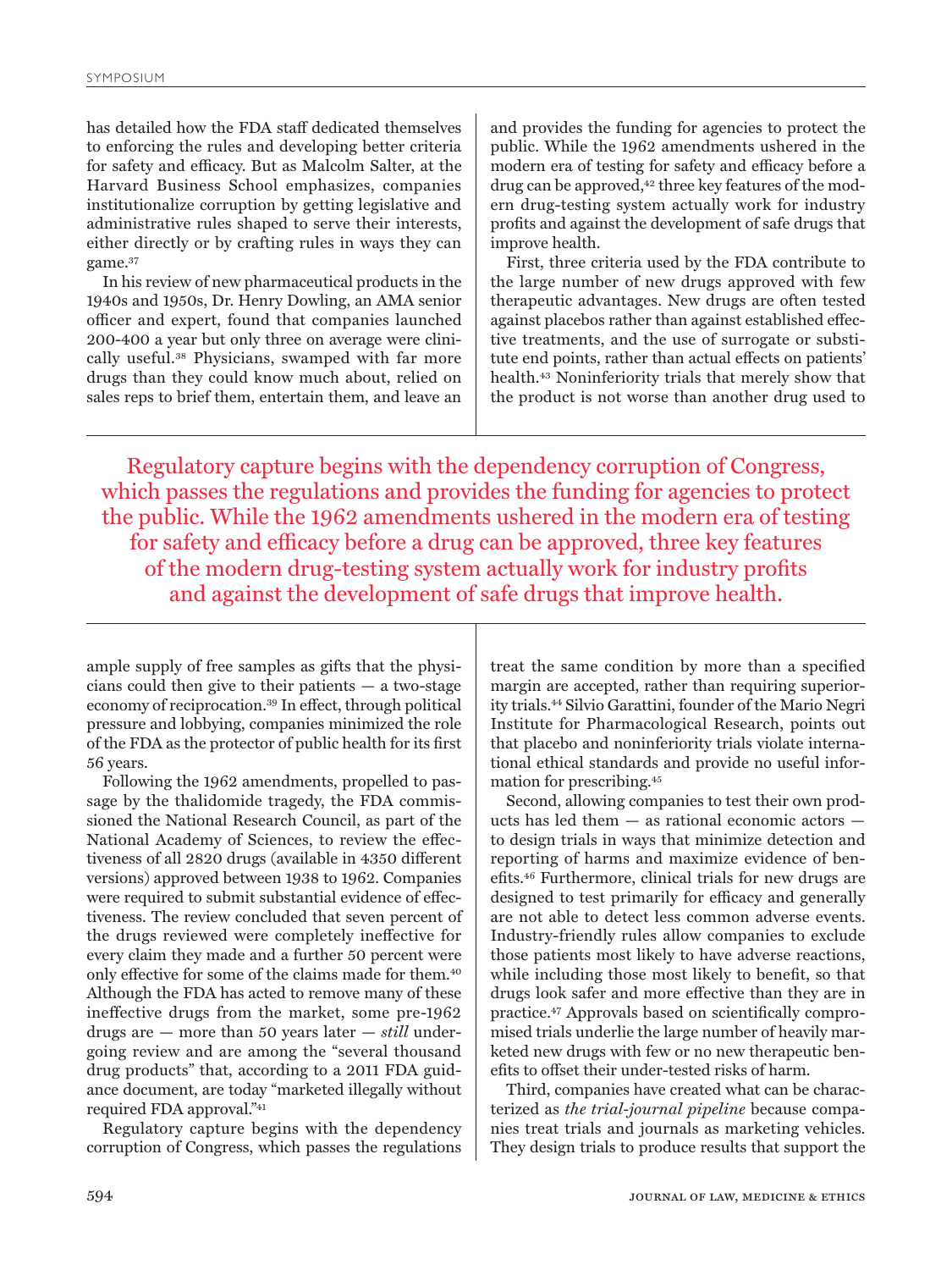has detailed how the FDA staff dedicated themselves to enforcing the rules and developing better criteria for safety and efficacy. But as Malcolm Salter, at the Harvard Business School emphasizes, companies institutionalize corruption by getting legislative and administrative rules shaped to serve their interests, either directly or by crafting rules in ways they can game.[37]

In his review of new pharmaceutical products in the 1940s and 1950s, Dr. Henry Dowling, an AMA senior officer and expert, found that companies launched 200-400 a year but only three on average were clinically useful.[38] Physicians, swamped with far more drugs than they could know much about, relied on sales reps to brief them, entertain them, and leave an ample supply of free samples as gifts that the physicians could then give to their patients — a two-stage economy of reciprocation.[39] In effect, through political pressure and lobbying, companies minimized the role of the FDA as the protector of public health for its first 56 years.

Following the 1962 amendments, propelled to passage by the thalidomide tragedy, the FDA commissioned the National Research Council, as part of the National Academy of Sciences, to review the effectiveness of all 2820 drugs (available in 4350 different versions) approved between 1938 to 1962. Companies were required to submit substantial evidence of effectiveness. The review concluded that seven percent of the drugs reviewed were completely ineffective for every claim they made and a further 50 percent were only effective for some of the claims made for them.[40] Although the FDA has acted to remove many of these ineffective drugs from the market, some pre-1962 drugs are — more than 50 years later — *still* undergoing review and are among the "several thousand drug products" that, according to a 2011 FDA guidance document, are today "marketed illegally without required FDA approval."[41]

Regulatory capture begins with the dependency corruption of Congress, which passes the regulations and provides the funding for agencies to protect the public. While the 1962 amendments ushered in the modern era of testing for safety and efficacy before a drug can be approved,[42] three key features of the modern drug-testing system actually work for industry profits and against the development of safe drugs that improve health.

> Regulatory capture begins with the dependency corruption of Congress, which passes the regulations and provides the funding for agencies to protect the public. While the 1962 amendments ushered in the modern era of testing for safety and efficacy before a drug can be approved, three key features of the modern drug-testing system actually work for industry profits and against the development of safe drugs that improve health.

First, three criteria used by the FDA contribute to the large number of new drugs approved with few therapeutic advantages. New drugs are often tested against placebos rather than against established effective treatments, and the use of surrogate or substitute end points, rather than actual effects on patients' health.[43] Noninferiority trials that merely show that the product is not worse than another drug used to treat the same condition by more than a specified margin are accepted, rather than requiring superiority trials.[44] Silvio Garattini, founder of the Mario Negri Institute for Pharmacological Research, points out that placebo and noninferiority trials violate international ethical standards and provide no useful information for prescribing.[45]

Second, allowing companies to test their own products has led them — as rational economic actors — to design trials in ways that minimize detection and reporting of harms and maximize evidence of benefits.[46] Furthermore, clinical trials for new drugs are designed to test primarily for efficacy and generally are not able to detect less common adverse events. Industry-friendly rules allow companies to exclude those patients most likely to have adverse reactions, while including those most likely to benefit, so that drugs look safer and more effective than they are in practice.[47] Approvals based on scientifically compromised trials underlie the large number of heavily marketed new drugs with few or no new therapeutic benefits to offset their under-tested risks of harm.

Third, companies have created what can be characterized as *the trial-journal pipeline* because companies treat trials and journals as marketing vehicles. They design trials to produce results that support the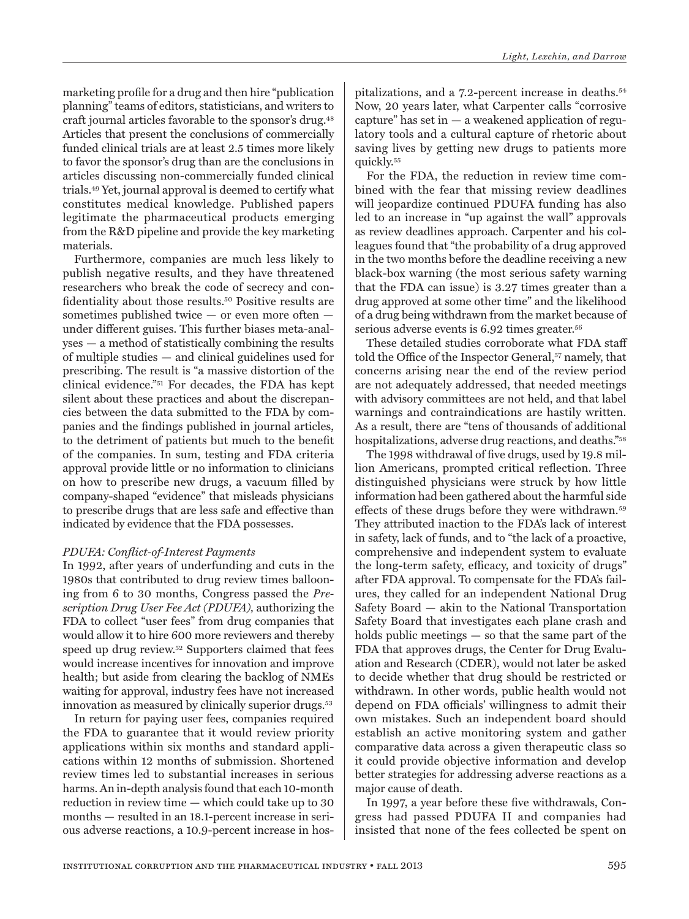marketing profile for a drug and then hire "publication planning" teams of editors, statisticians, and writers to craft journal articles favorable to the sponsor's drug.[48] Articles that present the conclusions of commercially funded clinical trials are at least 2.5 times more likely to favor the sponsor's drug than are the conclusions in articles discussing non-commercially funded clinical trials.[49] Yet, journal approval is deemed to certify what constitutes medical knowledge. Published papers legitimate the pharmaceutical products emerging from the R&D pipeline and provide the key marketing materials.

Furthermore, companies are much less likely to publish negative results, and they have threatened researchers who break the code of secrecy and confidentiality about those results.[50] Positive results are sometimes published twice — or even more often — under different guises. This further biases meta-analyses — a method of statistically combining the results of multiple studies — and clinical guidelines used for prescribing. The result is "a massive distortion of the clinical evidence."[51] For decades, the FDA has kept silent about these practices and about the discrepancies between the data submitted to the FDA by companies and the findings published in journal articles, to the detriment of patients but much to the benefit of the companies. In sum, testing and FDA criteria approval provide little or no information to clinicians on how to prescribe new drugs, a vacuum filled by company-shaped "evidence" that misleads physicians to prescribe drugs that are less safe and effective than indicated by evidence that the FDA possesses.

### *PDUFA: Conflict-of-Interest Payments*

In 1992, after years of underfunding and cuts in the 1980s that contributed to drug review times ballooning from 6 to 30 months, Congress passed the *Prescription Drug User Fee Act (PDUFA),* authorizing the FDA to collect "user fees" from drug companies that would allow it to hire 600 more reviewers and thereby speed up drug review.[52] Supporters claimed that fees would increase incentives for innovation and improve health; but aside from clearing the backlog of NMEs waiting for approval, industry fees have not increased innovation as measured by clinically superior drugs.[53]

In return for paying user fees, companies required the FDA to guarantee that it would review priority applications within six months and standard applications within 12 months of submission. Shortened review times led to substantial increases in serious harms. An in-depth analysis found that each 10-month reduction in review time — which could take up to 30 months — resulted in an 18.1-percent increase in serious adverse reactions, a 10.9-percent increase in hospitalizations, and a 7.2-percent increase in deaths.[54] Now, 20 years later, what Carpenter calls "corrosive capture" has set in — a weakened application of regulatory tools and a cultural capture of rhetoric about saving lives by getting new drugs to patients more quickly.[55]

For the FDA, the reduction in review time combined with the fear that missing review deadlines will jeopardize continued PDUFA funding has also led to an increase in "up against the wall" approvals as review deadlines approach. Carpenter and his colleagues found that "the probability of a drug approved in the two months before the deadline receiving a new black-box warning (the most serious safety warning that the FDA can issue) is 3.27 times greater than a drug approved at some other time" and the likelihood of a drug being withdrawn from the market because of serious adverse events is 6.92 times greater.[56]

These detailed studies corroborate what FDA staff told the Office of the Inspector General,[57] namely, that concerns arising near the end of the review period are not adequately addressed, that needed meetings with advisory committees are not held, and that label warnings and contraindications are hastily written. As a result, there are "tens of thousands of additional hospitalizations, adverse drug reactions, and deaths."[58]

The 1998 withdrawal of five drugs, used by 19.8 million Americans, prompted critical reflection. Three distinguished physicians were struck by how little information had been gathered about the harmful side effects of these drugs before they were withdrawn.[59] They attributed inaction to the FDA's lack of interest in safety, lack of funds, and to "the lack of a proactive, comprehensive and independent system to evaluate the long-term safety, efficacy, and toxicity of drugs" after FDA approval. To compensate for the FDA's failures, they called for an independent National Drug Safety Board — akin to the National Transportation Safety Board that investigates each plane crash and holds public meetings — so that the same part of the FDA that approves drugs, the Center for Drug Evaluation and Research (CDER), would not later be asked to decide whether that drug should be restricted or withdrawn. In other words, public health would not depend on FDA officials' willingness to admit their own mistakes. Such an independent board should establish an active monitoring system and gather comparative data across a given therapeutic class so it could provide objective information and develop better strategies for addressing adverse reactions as a major cause of death.

In 1997, a year before these five withdrawals, Congress had passed PDUFA II and companies had insisted that none of the fees collected be spent on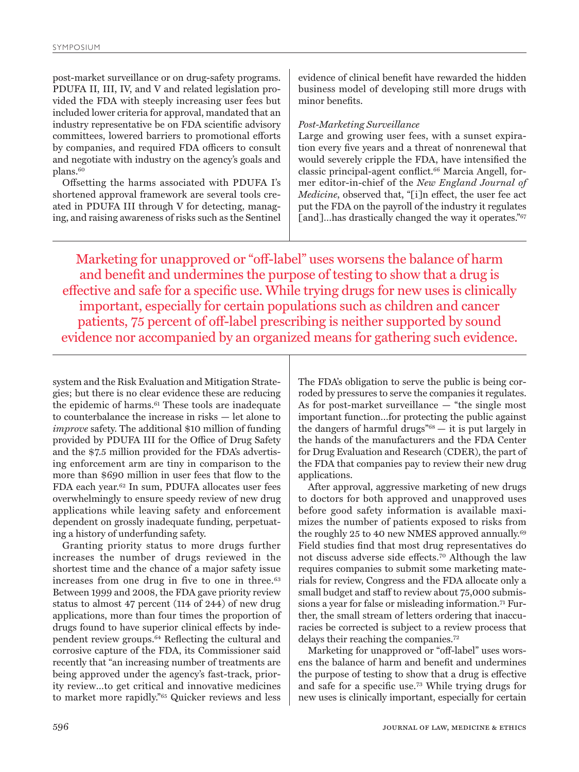post-market surveillance or on drug-safety programs. PDUFA II, III, IV, and V and related legislation provided the FDA with steeply increasing user fees but included lower criteria for approval, mandated that an industry representative be on FDA scientific advisory committees, lowered barriers to promotional efforts by companies, and required FDA officers to consult and negotiate with industry on the agency's goals and plans.[60]

Offsetting the harms associated with PDUFA I's shortened approval framework are several tools created in PDUFA III through V for detecting, managing, and raising awareness of risks such as the Sentinel system and the Risk Evaluation and Mitigation Strategies; but there is no clear evidence these are reducing the epidemic of harms.[61] These tools are inadequate to counterbalance the increase in risks — let alone to *improve* safety. The additional $10 million of funding provided by PDUFA III for the Office of Drug Safety and the $7.5 million provided for the FDA's advertising enforcement arm are tiny in comparison to the more than $690 million in user fees that flow to the FDA each year.[62] In sum, PDUFA allocates user fees overwhelmingly to ensure speedy review of new drug applications while leaving safety and enforcement dependent on grossly inadequate funding, perpetuating a history of underfunding safety.

Granting priority status to more drugs further increases the number of drugs reviewed in the shortest time and the chance of a major safety issue increases from one drug in five to one in three.[63] Between 1999 and 2008, the FDA gave priority review status to almost 47 percent (114 of 244) of new drug applications, more than four times the proportion of drugs found to have superior clinical effects by independent review groups.[64] Reflecting the cultural and corrosive capture of the FDA, its Commissioner said recently that "an increasing number of treatments are being approved under the agency's fast-track, priority review…to get critical and innovative medicines to market more rapidly."[65] Quicker reviews and less evidence of clinical benefit have rewarded the hidden business model of developing still more drugs with minor benefits.

*Post-Marketing Surveillance*

Large and growing user fees, with a sunset expiration every five years and a threat of nonrenewal that would severely cripple the FDA, have intensified the classic principal-agent conflict.[66] Marcia Angell, former editor-in-chief of the *New England Journal of Medicine*, observed that, "[i]n effect, the user fee act put the FDA on the payroll of the industry it regulates [and]…has drastically changed the way it operates."[67] The FDA's obligation to serve the public is being corroded by pressures to serve the companies it regulates. As for post-market surveillance — "the single most important function…for protecting the public against the dangers of harmful drugs"[68] — it is put largely in the hands of the manufacturers and the FDA Center for Drug Evaluation and Research (CDER), the part of the FDA that companies pay to review their new drug applications.

After approval, aggressive marketing of new drugs to doctors for both approved and unapproved uses before good safety information is available maximizes the number of patients exposed to risks from the roughly 25 to 40 new NMES approved annually.[69] Field studies find that most drug representatives do not discuss adverse side effects.[70] Although the law requires companies to submit some marketing materials for review, Congress and the FDA allocate only a small budget and staff to review about 75,000 submissions a year for false or misleading information.[71] Further, the small stream of letters ordering that inaccuracies be corrected is subject to a review process that delays their reaching the companies.[72]

Marketing for unapproved or "off-label" uses worsens the balance of harm and benefit and undermines the purpose of testing to show that a drug is effective and safe for a specific use.[73] While trying drugs for new uses is clinically important, especially for certain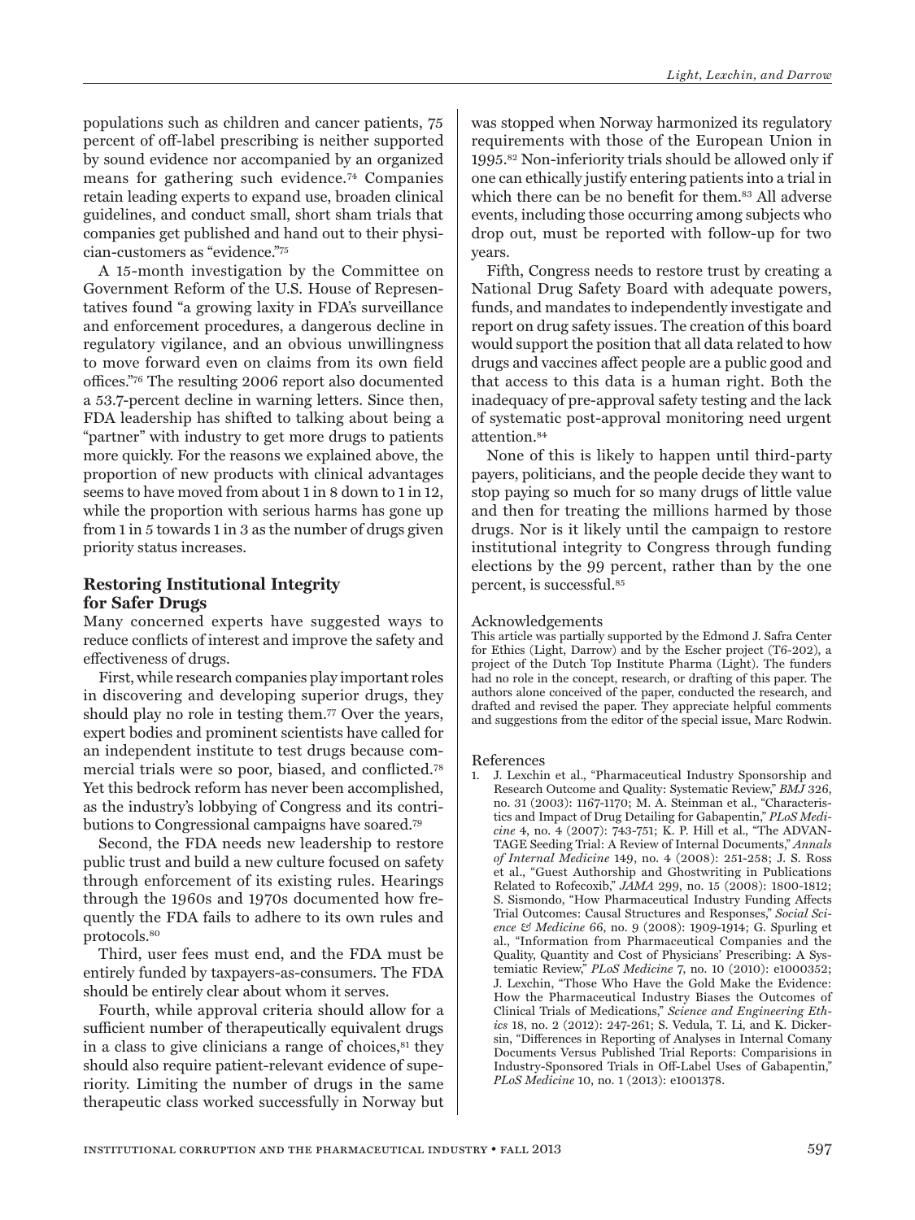populations such as children and cancer patients, 75 percent of off-label prescribing is neither supported by sound evidence nor accompanied by an organized means for gathering such evidence.[74] Companies retain leading experts to expand use, broaden clinical guidelines, and conduct small, short sham trials that companies get published and hand out to their physician-customers as "evidence."[75]

A 15-month investigation by the Committee on Government Reform of the U.S. House of Representatives found "a growing laxity in FDA's surveillance and enforcement procedures, a dangerous decline in regulatory vigilance, and an obvious unwillingness to move forward even on claims from its own field offices."[76] The resulting 2006 report also documented a 53.7-percent decline in warning letters. Since then, FDA leadership has shifted to talking about being a "partner" with industry to get more drugs to patients more quickly. For the reasons we explained above, the proportion of new products with clinical advantages seems to have moved from about 1 in 8 down to 1 in 12, while the proportion with serious harms has gone up from 1 in 5 towards 1 in 3 as the number of drugs given priority status increases.

## Restoring Institutional Integrity for Safer Drugs

Many concerned experts have suggested ways to reduce conflicts of interest and improve the safety and effectiveness of drugs.

First, while research companies play important roles in discovering and developing superior drugs, they should play no role in testing them.[77] Over the years, expert bodies and prominent scientists have called for an independent institute to test drugs because commercial trials were so poor, biased, and conflicted.[78] Yet this bedrock reform has never been accomplished, as the industry's lobbying of Congress and its contributions to Congressional campaigns have soared.[79]

Second, the FDA needs new leadership to restore public trust and build a new culture focused on safety through enforcement of its existing rules. Hearings through the 1960s and 1970s documented how frequently the FDA fails to adhere to its own rules and protocols.[80]

Third, user fees must end, and the FDA must be entirely funded by taxpayers-as-consumers. The FDA should be entirely clear about whom it serves.

Fourth, while approval criteria should allow for a sufficient number of therapeutically equivalent drugs in a class to give clinicians a range of choices,[81] they should also require patient-relevant evidence of superiority. Limiting the number of drugs in the same therapeutic class worked successfully in Norway but was stopped when Norway harmonized its regulatory requirements with those of the European Union in 1995.[82] Non-inferiority trials should be allowed only if one can ethically justify entering patients into a trial in which there can be no benefit for them.[83] All adverse events, including those occurring among subjects who drop out, must be reported with follow-up for two years.

Fifth, Congress needs to restore trust by creating a National Drug Safety Board with adequate powers, funds, and mandates to independently investigate and report on drug safety issues. The creation of this board would support the position that all data related to how drugs and vaccines affect people are a public good and that access to this data is a human right. Both the inadequacy of pre-approval safety testing and the lack of systematic post-approval monitoring need urgent attention.[84]

None of this is likely to happen until third-party payers, politicians, and the people decide they want to stop paying so much for so many drugs of little value and then for treating the millions harmed by those drugs. Nor is it likely until the campaign to restore institutional integrity to Congress through funding elections by the 99 percent, rather than by the one percent, is successful.[85]

### Acknowledgements

This article was partially supported by the Edmond J. Safra Center for Ethics (Light, Darrow) and by the Escher project (T6-202), a project of the Dutch Top Institute Pharma (Light). The funders had no role in the concept, research, or drafting of this paper. The authors alone conceived of the paper, conducted the research, and drafted and revised the paper. They appreciate helpful comments and suggestions from the editor of the special issue, Marc Rodwin.

### References

1. J. Lexchin et al., "Pharmaceutical Industry Sponsorship and Research Outcome and Quality: Systematic Review," *BMJ 326*, no. 31 (2003): 1167-1170; M. A. Steinman et al., "Characteristics and Impact of Drug Detailing for Gabapentin," *PLoS Medicine* 4, no. 4 (2007): 743-751; K. P. Hill et al., "The ADVANTAGE Seeding Trial: A Review of Internal Documents," *Annals of Internal Medicine* 149, no. 4 (2008): 251-258; J. S. Ross et al., "Guest Authorship and Ghostwriting in Publications Related to Rofecoxib," *JAMA* 299, no. 15 (2008): 1800-1812; S. Sismondo, "How Pharmaceutical Industry Funding Affects Trial Outcomes: Causal Structures and Responses," *Social Science & Medicine* 66, no. 9 (2008): 1909-1914; G. Spurling et al., "Information from Pharmaceutical Companies and the Quality, Quantity and Cost of Physicians' Prescribing: A Systemiatic Review," *PLoS Medicine* 7, no. 10 (2010): e1000352; J. Lexchin, "Those Who Have the Gold Make the Evidence: How the Pharmaceutical Industry Biases the Outcomes of Clinical Trials of Medications," *Science and Engineering Ethics* 18, no. 2 (2012): 247-261; S. Vedula, T. Li, and K. Dickersin, "Differences in Reporting of Analyses in Internal Comany Documents Versus Published Trial Reports: Comparisions in Industry-Sponsored Trials in Off-Label Uses of Gabapentin," *PLoS Medicine* 10, no. 1 (2013): e1001378.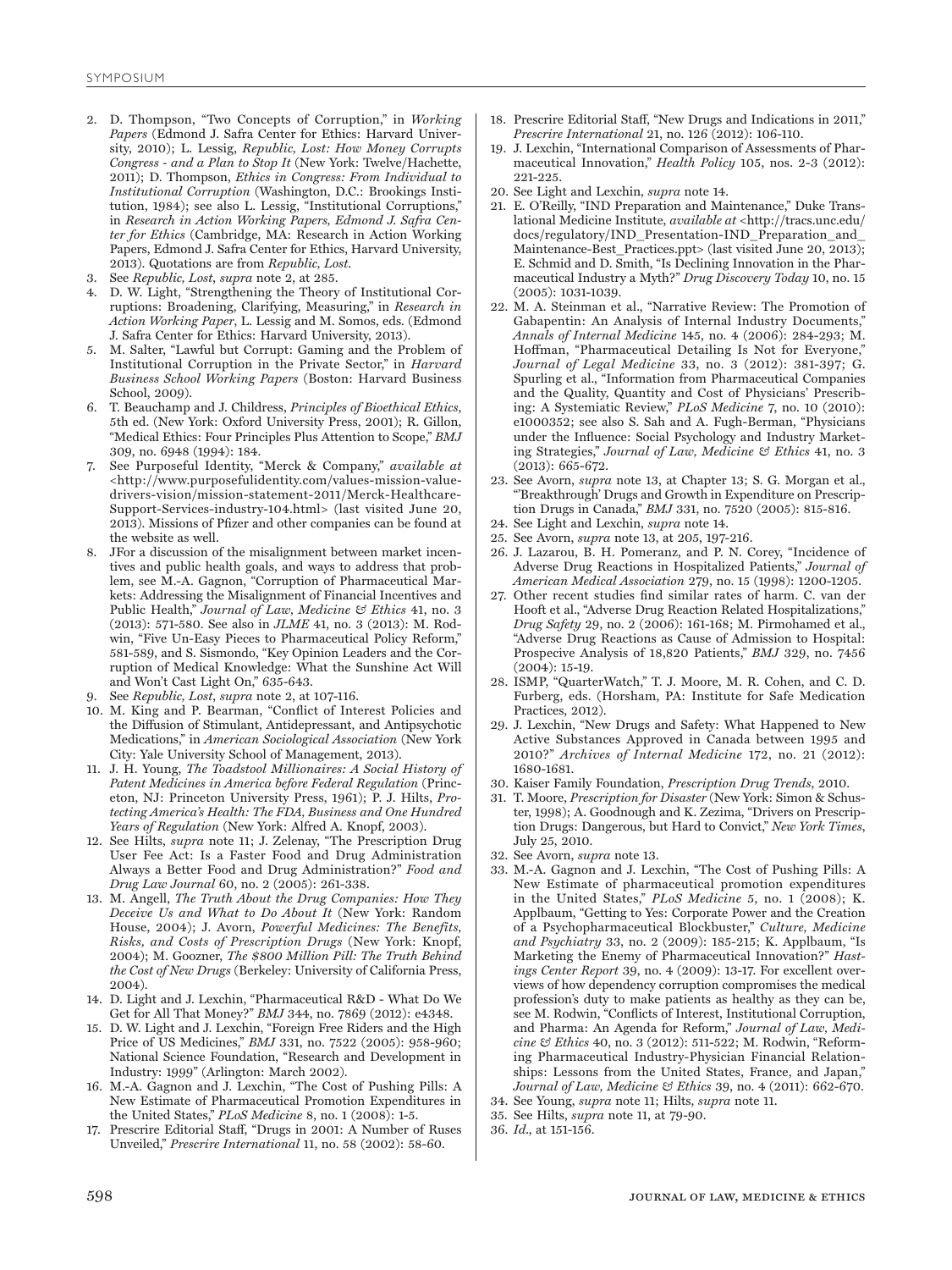2. D. Thompson, "Two Concepts of Corruption," in *Working Papers* (Edmond J. Safra Center for Ethics: Harvard University, 2010); L. Lessig, *Republic, Lost: How Money Corrupts Congress - and a Plan to Stop It* (New York: Twelve/Hachette, 2011); D. Thompson, *Ethics in Congress: From Individual to Institutional Corruption* (Washington, D.C.: Brookings Institution, 1984); see also L. Lessig, "Institutional Corruptions," in *Research in Action Working Papers, Edmond J. Safra Center for Ethics* (Cambridge, MA: Research in Action Working Papers, Edmond J. Safra Center for Ethics, Harvard University, 2013). Quotations are from *Republic, Lost*.
3. See *Republic, Lost*, *supra* note 2, at 285.
4. D. W. Light, "Strengthening the Theory of Institutional Corruptions: Broadening, Clarifying, Measuring," in *Research in Action Working Paper*, L. Lessig and M. Somos, eds. (Edmond J. Safra Center for Ethics: Harvard University, 2013).
5. M. Salter, "Lawful but Corrupt: Gaming and the Problem of Institutional Corruption in the Private Sector," in *Harvard Business School Working Papers* (Boston: Harvard Business School, 2009).
6. T. Beauchamp and J. Childress, *Principles of Bioethical Ethics*, 5th ed. (New York: Oxford University Press, 2001); R. Gillon, "Medical Ethics: Four Principles Plus Attention to Scope," *BMJ* 309, no. 6948 (1994): 184.
7. See Purposeful Identity, "Merck & Company," *available at* <http://www.purposefulidentity.com/values-mission-value-drivers-vision/mission-statement-2011/Merck-Healthcare-Support-Services-industry-104.html> (last visited June 20, 2013). Missions of Pfizer and other companies can be found at the website as well.
8. JFor a discussion of the misalignment between market incentives and public health goals, and ways to address that problem, see M.-A. Gagnon, "Corruption of Pharmaceutical Markets: Addressing the Misalignment of Financial Incentives and Public Health," *Journal of Law, Medicine & Ethics* 41, no. 3 (2013): 571-580. See also in *JLME* 41, no. 3 (2013): M. Rodwin, "Five Un-Easy Pieces to Pharmaceutical Policy Reform," 581-589, and S. Sismondo, "Key Opinion Leaders and the Corruption of Medical Knowledge: What the Sunshine Act Will and Won't Cast Light On," 635-643.
9. See *Republic, Lost*, *supra* note 2, at 107-116.
10. M. King and P. Bearman, "Conflict of Interest Policies and the Diffusion of Stimulant, Antidepressant, and Antipsychotic Medications," in *American Sociological Association* (New York City: Yale University School of Management, 2013).
11. J. H. Young, *The Toadstool Millionaires: A Social History of Patent Medicines in America before Federal Regulation* (Princeton, NJ: Princeton University Press, 1961); P. J. Hilts, *Protecting America's Health: The FDA, Business and One Hundred Years of Regulation* (New York: Alfred A. Knopf, 2003).
12. See Hilts, *supra* note 11; J. Zelenay, "The Prescription Drug User Fee Act: Is a Faster Food and Drug Administration Always a Better Food and Drug Administration?" *Food and Drug Law Journal* 60, no. 2 (2005): 261-338.
13. M. Angell, *The Truth About the Drug Companies: How They Deceive Us and What to Do About It* (New York: Random House, 2004); J. Avorn, *Powerful Medicines: The Benefits, Risks, and Costs of Prescription Drugs* (New York: Knopf, 2004); M. Goozner, *The $800 Million Pill: The Truth Behind the Cost of New Drugs* (Berkeley: University of California Press, 2004).
14. D. Light and J. Lexchin, "Pharmaceutical R&D - What Do We Get for All That Money?" *BMJ* 344, no. 7869 (2012): e4348.
15. D. W. Light and J. Lexchin, "Foreign Free Riders and the High Price of US Medicines," *BMJ* 331, no. 7522 (2005): 958-960; National Science Foundation, "Research and Development in Industry: 1999" (Arlington: March 2002).
16. M.-A. Gagnon and J. Lexchin, "The Cost of Pushing Pills: A New Estimate of Pharmaceutical Promotion Expenditures in the United States," *PLoS Medicine* 8, no. 1 (2008): 1-5.
17. Prescrire Editorial Staff, "Drugs in 2001: A Number of Ruses Unveiled," *Prescrire International* 11, no. 58 (2002): 58-60.
18. Prescrire Editorial Staff, "New Drugs and Indications in 2011," *Prescrire International* 21, no. 126 (2012): 106-110.
19. J. Lexchin, "International Comparison of Assessments of Pharmaceutical Innovation," *Health Policy* 105, nos. 2-3 (2012): 221-225.
20. See Light and Lexchin, *supra* note 14.
21. E. O'Reilly, "IND Preparation and Maintenance," Duke Translational Medicine Institute, *available at* <http://tracs.unc.edu/docs/regulatory/IND_Presentation-IND_Preparation_and_Maintenance-Best_Practices.ppt> (last visited June 20, 2013); E. Schmid and D. Smith, "Is Declining Innovation in the Pharmaceutical Industry a Myth?" *Drug Discovery Today* 10, no. 15 (2005): 1031-1039.
22. M. A. Steinman et al., "Narrative Review: The Promotion of Gabapentin: An Analysis of Internal Industry Documents," *Annals of Internal Medicine* 145, no. 4 (2006): 284-293; M. Hoffman, "Pharmaceutical Detailing Is Not for Everyone," *Journal of Legal Medicine* 33, no. 3 (2012): 381-397; G. Spurling et al., "Information from Pharmaceutical Companies and the Quality, Quantity and Cost of Physicians' Prescribing: A Systemiatic Review," *PLoS Medicine* 7, no. 10 (2010): e1000352; see also S. Sah and A. Fugh-Berman, "Physicians under the Influence: Social Psychology and Industry Marketing Strategies," *Journal of Law, Medicine & Ethics* 41, no. 3 (2013): 665-672.
23. See Avorn, *supra* note 13, at Chapter 13; S. G. Morgan et al., "'Breakthrough' Drugs and Growth in Expenditure on Prescription Drugs in Canada," *BMJ* 331, no. 7520 (2005): 815-816.
24. See Light and Lexchin, *supra* note 14.
25. See Avorn, *supra* note 13, at 205, 197-216.
26. J. Lazarou, B. H. Pomeranz, and P. N. Corey, "Incidence of Adverse Drug Reactions in Hospitalized Patients," *Journal of American Medical Association* 279, no. 15 (1998): 1200-1205.
27. Other recent studies find similar rates of harm. C. van der Hooft et al., "Adverse Drug Reaction Related Hospitalizations," *Drug Safety* 29, no. 2 (2006): 161-168; M. Pirmohamed et al., "Adverse Drug Reactions as Cause of Admission to Hospital: Prospecive Analysis of 18,820 Patients," *BMJ* 329, no. 7456 (2004): 15-19.
28. ISMP, "QuarterWatch," T. J. Moore, M. R. Cohen, and C. D. Furberg, eds. (Horsham, PA: Institute for Safe Medication Practices, 2012).
29. J. Lexchin, "New Drugs and Safety: What Happened to New Active Substances Approved in Canada between 1995 and 2010?" *Archives of Internal Medicine* 172, no. 21 (2012): 1680-1681.
30. Kaiser Family Foundation, *Prescription Drug Trends*, 2010.
31. T. Moore, *Prescription for Disaster* (New York: Simon & Schuster, 1998); A. Goodnough and K. Zezima, "Drivers on Prescription Drugs: Dangerous, but Hard to Convict," *New York Times*, July 25, 2010.
32. See Avorn, *supra* note 13.
33. M.-A. Gagnon and J. Lexchin, "The Cost of Pushing Pills: A New Estimate of pharmaceutical promotion expenditures in the United States," *PLoS Medicine* 5, no. 1 (2008); K. Applbaum, "Getting to Yes: Corporate Power and the Creation of a Psychopharmaceutical Blockbuster," *Culture, Medicine and Psychiatry* 33, no. 2 (2009): 185-215; K. Applbaum, "Is Marketing the Enemy of Pharmaceutical Innovation?" *Hastings Center Report* 39, no. 4 (2009): 13-17. For excellent overviews of how dependency corruption compromises the medical profession's duty to make patients as healthy as they can be, see M. Rodwin, "Conflicts of Interest, Institutional Corruption, and Pharma: An Agenda for Reform," *Journal of Law, Medicine & Ethics* 40, no. 3 (2012): 511-522; M. Rodwin, "Reforming Pharmaceutical Industry-Physician Financial Relationships: Lessons from the United States, France, and Japan," *Journal of Law, Medicine & Ethics* 39, no. 4 (2011): 662-670.
34. See Young, *supra* note 11; Hilts, *supra* note 11.
35. See Hilts, *supra* note 11, at 79-90.
36. *Id.*, at 151-156.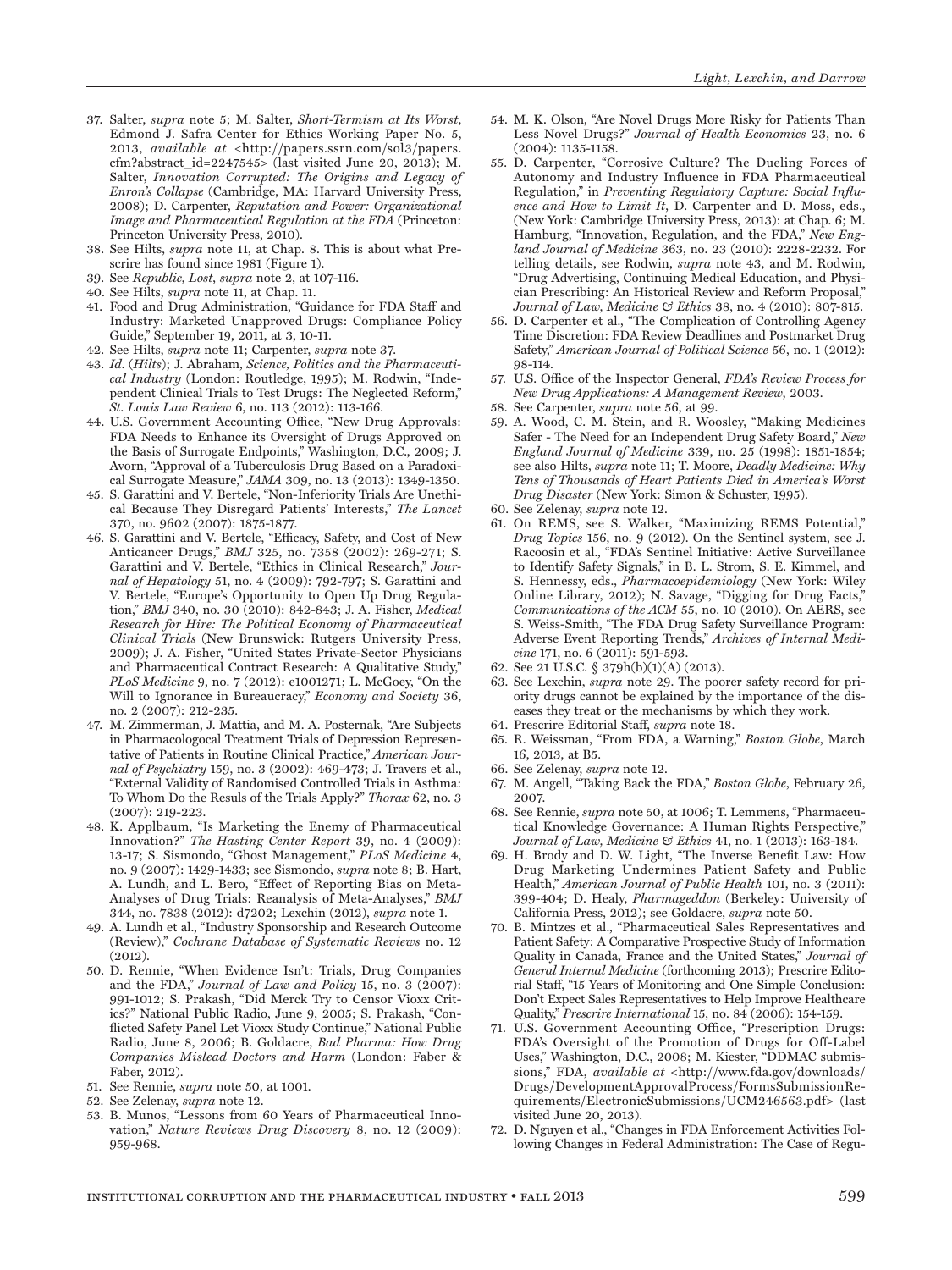37. Salter, *supra* note 5; M. Salter, *Short-Termism at Its Worst*, Edmond J. Safra Center for Ethics Working Paper No. 5, 2013, *available at* <http://papers.ssrn.com/sol3/papers.cfm?abstract_id=2247545> (last visited June 20, 2013); M. Salter, *Innovation Corrupted: The Origins and Legacy of Enron's Collapse* (Cambridge, MA: Harvard University Press, 2008); D. Carpenter, *Reputation and Power: Organizational Image and Pharmaceutical Regulation at the FDA* (Princeton: Princeton University Press, 2010).
38. See Hilts, *supra* note 11, at Chap. 8. This is about what Prescrire has found since 1981 (Figure 1).
39. See *Republic, Lost*, *supra* note 2, at 107-116.
40. See Hilts, *supra* note 11, at Chap. 11.
41. Food and Drug Administration, "Guidance for FDA Staff and Industry: Marketed Unapproved Drugs: Compliance Policy Guide," September 19, 2011, at 3, 10-11.
42. See Hilts, *supra* note 11; Carpenter, *supra* note 37.
43. *Id.* (*Hilts*); J. Abraham, *Science, Politics and the Pharmaceutical Industry* (London: Routledge, 1995); M. Rodwin, "Independent Clinical Trials to Test Drugs: The Neglected Reform," *St. Louis Law Review* 6, no. 113 (2012): 113-166.
44. U.S. Government Accounting Office, "New Drug Approvals: FDA Needs to Enhance its Oversight of Drugs Approved on the Basis of Surrogate Endpoints," Washington, D.C., 2009; J. Avorn, "Approval of a Tuberculosis Drug Based on a Paradoxical Surrogate Measure," *JAMA* 309, no. 13 (2013): 1349-1350.
45. S. Garattini and V. Bertele, "Non-Inferiority Trials Are Unethical Because They Disregard Patients' Interests," *The Lancet* 370, no. 9602 (2007): 1875-1877.
46. S. Garattini and V. Bertele, "Efficacy, Safety, and Cost of New Anticancer Drugs," *BMJ* 325, no. 7358 (2002): 269-271; S. Garattini and V. Bertele, "Ethics in Clinical Research," *Journal of Hepatology* 51, no. 4 (2009): 792-797; S. Garattini and V. Bertele, "Europe's Opportunity to Open Up Drug Regulation," *BMJ* 340, no. 30 (2010): 842-843; J. A. Fisher, *Medical Research for Hire: The Political Economy of Pharmaceutical Clinical Trials* (New Brunswick: Rutgers University Press, 2009); J. A. Fisher, "United States Private-Sector Physicians and Pharmaceutical Contract Research: A Qualitative Study," *PLoS Medicine* 9, no. 7 (2012): e1001271; L. McGoey, "On the Will to Ignorance in Bureaucracy," *Economy and Society* 36, no. 2 (2007): 212-235.
47. M. Zimmerman, J. Mattia, and M. A. Posternak, "Are Subjects in Pharmacologocal Treatment Trials of Depression Representative of Patients in Routine Clinical Practice," *American Journal of Psychiatry* 159, no. 3 (2002): 469-473; J. Travers et al., "External Validity of Randomised Controlled Trials in Asthma: To Whom Do the Resuls of the Trials Apply?" *Thorax* 62, no. 3 (2007): 219-223.
48. K. Applbaum, "Is Marketing the Enemy of Pharmaceutical Innovation?" *The Hasting Center Report* 39, no. 4 (2009): 13-17; S. Sismondo, "Ghost Management," *PLoS Medicine* 4, no. 9 (2007): 1429-1433; see Sismondo, *supra* note 8; B. Hart, A. Lundh, and L. Bero, "Effect of Reporting Bias on Meta-Analyses of Drug Trials: Reanalysis of Meta-Analyses," *BMJ* 344, no. 7838 (2012): d7202; Lexchin (2012), *supra* note 1.
49. A. Lundh et al., "Industry Sponsorship and Research Outcome (Review)," *Cochrane Database of Systematic Reviews* no. 12 (2012).
50. D. Rennie, "When Evidence Isn't: Trials, Drug Companies and the FDA," *Journal of Law and Policy* 15, no. 3 (2007): 991-1012; S. Prakash, "Did Merck Try to Censor Vioxx Critics?" National Public Radio, June 9, 2005; S. Prakash, "Conflicted Safety Panel Let Vioxx Study Continue," National Public Radio, June 8, 2006; B. Goldacre, *Bad Pharma: How Drug Companies Mislead Doctors and Harm* (London: Faber & Faber, 2012).
51. See Rennie, *supra* note 50, at 1001.
52. See Zelenay, *supra* note 12.
53. B. Munos, "Lessons from 60 Years of Pharmaceutical Innovation," *Nature Reviews Drug Discovery* 8, no. 12 (2009): 959-968.
54. M. K. Olson, "Are Novel Drugs More Risky for Patients Than Less Novel Drugs?" *Journal of Health Economics* 23, no. 6 (2004): 1135-1158.
55. D. Carpenter, "Corrosive Culture? The Dueling Forces of Autonomy and Industry Influence in FDA Pharmaceutical Regulation," in *Preventing Regulatory Capture: Social Influence and How to Limit It*, D. Carpenter and D. Moss, eds., (New York: Cambridge University Press, 2013): at Chap. 6; M. Hamburg, "Innovation, Regulation, and the FDA," *New England Journal of Medicine* 363, no. 23 (2010): 2228-2232. For telling details, see Rodwin, *supra* note 43, and M. Rodwin, "Drug Advertising, Continuing Medical Education, and Physician Prescribing: An Historical Review and Reform Proposal," *Journal of Law, Medicine & Ethics* 38, no. 4 (2010): 807-815.
56. D. Carpenter et al., "The Complication of Controlling Agency Time Discretion: FDA Review Deadlines and Postmarket Drug Safety," *American Journal of Political Science* 56, no. 1 (2012): 98-114.
57. U.S. Office of the Inspector General, *FDA's Review Process for New Drug Applications: A Management Review*, 2003.
58. See Carpenter, *supra* note 56, at 99.
59. A. Wood, C. M. Stein, and R. Woosley, "Making Medicines Safer - The Need for an Independent Drug Safety Board," *New England Journal of Medicine* 339, no. 25 (1998): 1851-1854; see also Hilts, *supra* note 11; T. Moore, *Deadly Medicine: Why Tens of Thousands of Heart Patients Died in America's Worst Drug Disaster* (New York: Simon & Schuster, 1995).
60. See Zelenay, *supra* note 12.
61. On REMS, see S. Walker, "Maximizing REMS Potential," *Drug Topics* 156, no. 9 (2012). On the Sentinel system, see J. Racoosin et al., "FDA's Sentinel Initiative: Active Surveillance to Identify Safety Signals," in B. L. Strom, S. E. Kimmel, and S. Hennessy, eds., *Pharmacoepidemiology* (New York: Wiley Online Library, 2012); N. Savage, "Digging for Drug Facts," *Communications of the ACM* 55, no. 10 (2010). On AERS, see S. Weiss-Smith, "The FDA Drug Safety Surveillance Program: Adverse Event Reporting Trends," *Archives of Internal Medicine* 171, no. 6 (2011): 591-593.
62. See 21 U.S.C. § 379h(b)(1)(A) (2013).
63. See Lexchin, *supra* note 29. The poorer safety record for priority drugs cannot be explained by the importance of the diseases they treat or the mechanisms by which they work.
64. Prescrire Editorial Staff, *supra* note 18.
65. R. Weissman, "From FDA, a Warning," *Boston Globe*, March 16, 2013, at B5.
66. See Zelenay, *supra* note 12.
67. M. Angell, "Taking Back the FDA," *Boston Globe*, February 26, 2007.
68. See Rennie, *supra* note 50, at 1006; T. Lemmens, "Pharmaceutical Knowledge Governance: A Human Rights Perspective," *Journal of Law, Medicine & Ethics* 41, no. 1 (2013): 163-184.
69. H. Brody and D. W. Light, "The Inverse Benefit Law: How Drug Marketing Undermines Patient Safety and Public Health," *American Journal of Public Health* 101, no. 3 (2011): 399-404; D. Healy, *Pharmageddon* (Berkeley: University of California Press, 2012); see Goldacre, *supra* note 50.
70. B. Mintzes et al., "Pharmaceutical Sales Representatives and Patient Safety: A Comparative Prospective Study of Information Quality in Canada, France and the United States," *Journal of General Internal Medicine* (forthcoming 2013); Prescrire Editorial Staff, "15 Years of Monitoring and One Simple Conclusion: Don't Expect Sales Representatives to Help Improve Healthcare Quality," *Prescrire International* 15, no. 84 (2006): 154-159.
71. U.S. Government Accounting Office, "Prescription Drugs: FDA's Oversight of the Promotion of Drugs for Off-Label Uses," Washington, D.C., 2008; M. Kiester, "DDMAC submissions," FDA, *available at* <http://www.fda.gov/downloads/Drugs/DevelopmentApprovalProcess/FormsSubmissionRequirements/ElectronicSubmissions/UCM246563.pdf> (last visited June 20, 2013).
72. D. Nguyen et al., "Changes in FDA Enforcement Activities Following Changes in Federal Administration: The Case of Regu-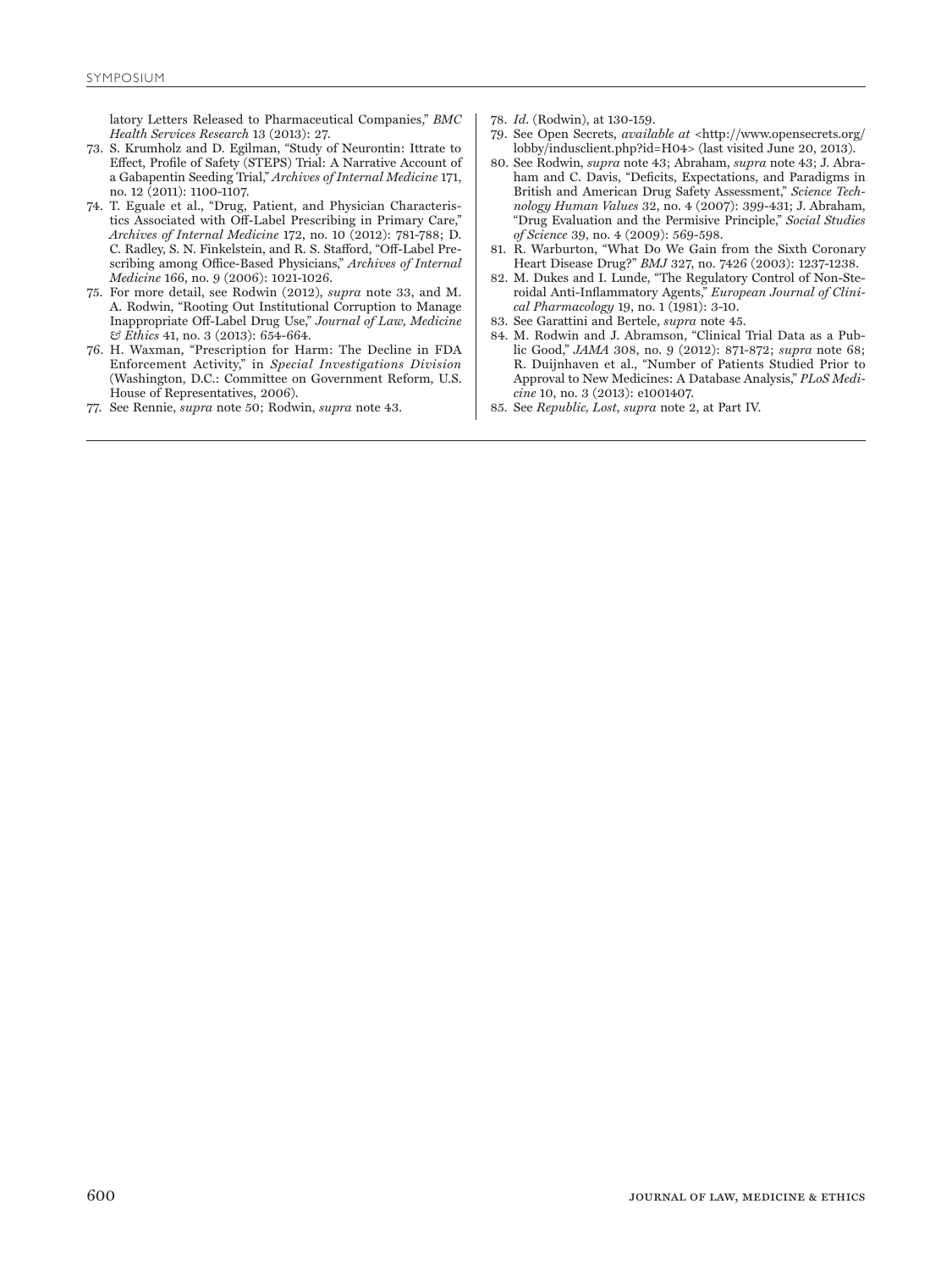latory Letters Released to Pharmaceutical Companies," *BMC Health Services Research* 13 (2013): 27.

73. S. Krumholz and D. Egilman, "Study of Neurontin: Ittrate to Effect, Profile of Safety (STEPS) Trial: A Narrative Account of a Gabapentin Seeding Trial," *Archives of Internal Medicine* 171, no. 12 (2011): 1100-1107.
74. T. Eguale et al., "Drug, Patient, and Physician Characteristics Associated with Off-Label Prescribing in Primary Care," *Archives of Internal Medicine* 172, no. 10 (2012): 781-788; D. C. Radley, S. N. Finkelstein, and R. S. Stafford, "Off-Label Prescribing among Office-Based Physicians," *Archives of Internal Medicine* 166, no. 9 (2006): 1021-1026.
75. For more detail, see Rodwin (2012), *supra* note 33, and M. A. Rodwin, "Rooting Out Institutional Corruption to Manage Inappropriate Off-Label Drug Use," *Journal of Law, Medicine & Ethics* 41, no. 3 (2013): 654-664.
76. H. Waxman, "Prescription for Harm: The Decline in FDA Enforcement Activity," in *Special Investigations Division* (Washington, D.C.: Committee on Government Reform, U.S. House of Representatives, 2006).
77. See Rennie, *supra* note 50; Rodwin, *supra* note 43.
78. *Id.* (Rodwin), at 130-159.
79. See Open Secrets, *available at* <http://www.opensecrets.org/lobby/indusclient.php?id=H04> (last visited June 20, 2013).
80. See Rodwin, *supra* note 43; Abraham, *supra* note 43; J. Abraham and C. Davis, "Deficits, Expectations, and Paradigms in British and American Drug Safety Assessment," *Science Technology Human Values* 32, no. 4 (2007): 399-431; J. Abraham, "Drug Evaluation and the Permisive Principle," *Social Studies of Science* 39, no. 4 (2009): 569-598.
81. R. Warburton, "What Do We Gain from the Sixth Coronary Heart Disease Drug?" *BMJ* 327, no. 7426 (2003): 1237-1238.
82. M. Dukes and I. Lunde, "The Regulatory Control of Non-Steroidal Anti-Inflammatory Agents," *European Journal of Clinical Pharmacology* 19, no. 1 (1981): 3-10.
83. See Garattini and Bertele, *supra* note 45.
84. M. Rodwin and J. Abramson, "Clinical Trial Data as a Public Good," *JAMA* 308, no. 9 (2012): 871-872; *supra* note 68; R. Duijnhaven et al., "Number of Patients Studied Prior to Approval to New Medicines: A Database Analysis," *PLoS Medicine* 10, no. 3 (2013): e1001407.
85. See *Republic, Lost*, *supra* note 2, at Part IV.